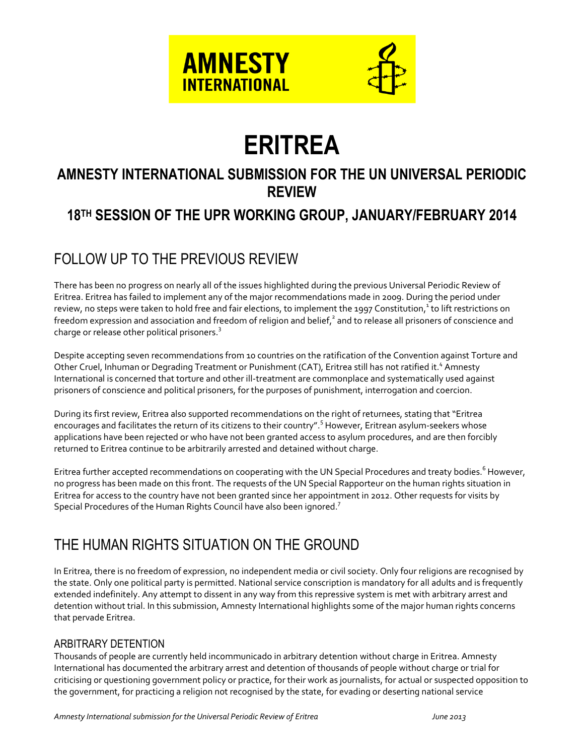# ERITREA

## AMNESTY INTERNATIONAL SUBMISSION FOR THE UN UNIVERSAL PERIODIC REVIEW

## 18TH SESSION OF THE UPR WORKING GROUP, JANUARY/FEBRUARY 2014

## FOLLOW UP TO THE PREVIOUS REVIEW

There has been no progress on nearly all of the issues highlighted during the previous Universal Periodic Review of Eritrea. Eritrea has failed to implement any of the major recommendations made in 2009. During the period under review, no steps were taken to hold free and fair elections, to implement the 1997 Constitution,[1] to lift restrictions on freedom expression and association and freedom of religion and belief,[2] and to release all prisoners of conscience and charge or release other political prisoners.[3]

Despite accepting seven recommendations from 10 countries on the ratification of the Convention against Torture and Other Cruel, Inhuman or Degrading Treatment or Punishment (CAT), Eritrea still has not ratified it.[4] Amnesty International is concerned that torture and other ill-treatment are commonplace and systematically used against prisoners of conscience and political prisoners, for the purposes of punishment, interrogation and coercion.

During its first review, Eritrea also supported recommendations on the right of returnees, stating that "Eritrea encourages and facilitates the return of its citizens to their country".[5] However, Eritrean asylum-seekers whose applications have been rejected or who have not been granted access to asylum procedures, and are then forcibly returned to Eritrea continue to be arbitrarily arrested and detained without charge.

Eritrea further accepted recommendations on cooperating with the UN Special Procedures and treaty bodies.[6] However, no progress has been made on this front. The requests of the UN Special Rapporteur on the human rights situation in Eritrea for access to the country have not been granted since her appointment in 2012. Other requests for visits by Special Procedures of the Human Rights Council have also been ignored.[7]

## THE HUMAN RIGHTS SITUATION ON THE GROUND

In Eritrea, there is no freedom of expression, no independent media or civil society. Only four religions are recognised by the state. Only one political party is permitted. National service conscription is mandatory for all adults and is frequently extended indefinitely. Any attempt to dissent in any way from this repressive system is met with arbitrary arrest and detention without trial. In this submission, Amnesty International highlights some of the major human rights concerns that pervade Eritrea.

### ARBITRARY DETENTION

Thousands of people are currently held incommunicado in arbitrary detention without charge in Eritrea. Amnesty International has documented the arbitrary arrest and detention of thousands of people without charge or trial for criticising or questioning government policy or practice, for their work as journalists, for actual or suspected opposition to the government, for practicing a religion not recognised by the state, for evading or deserting national service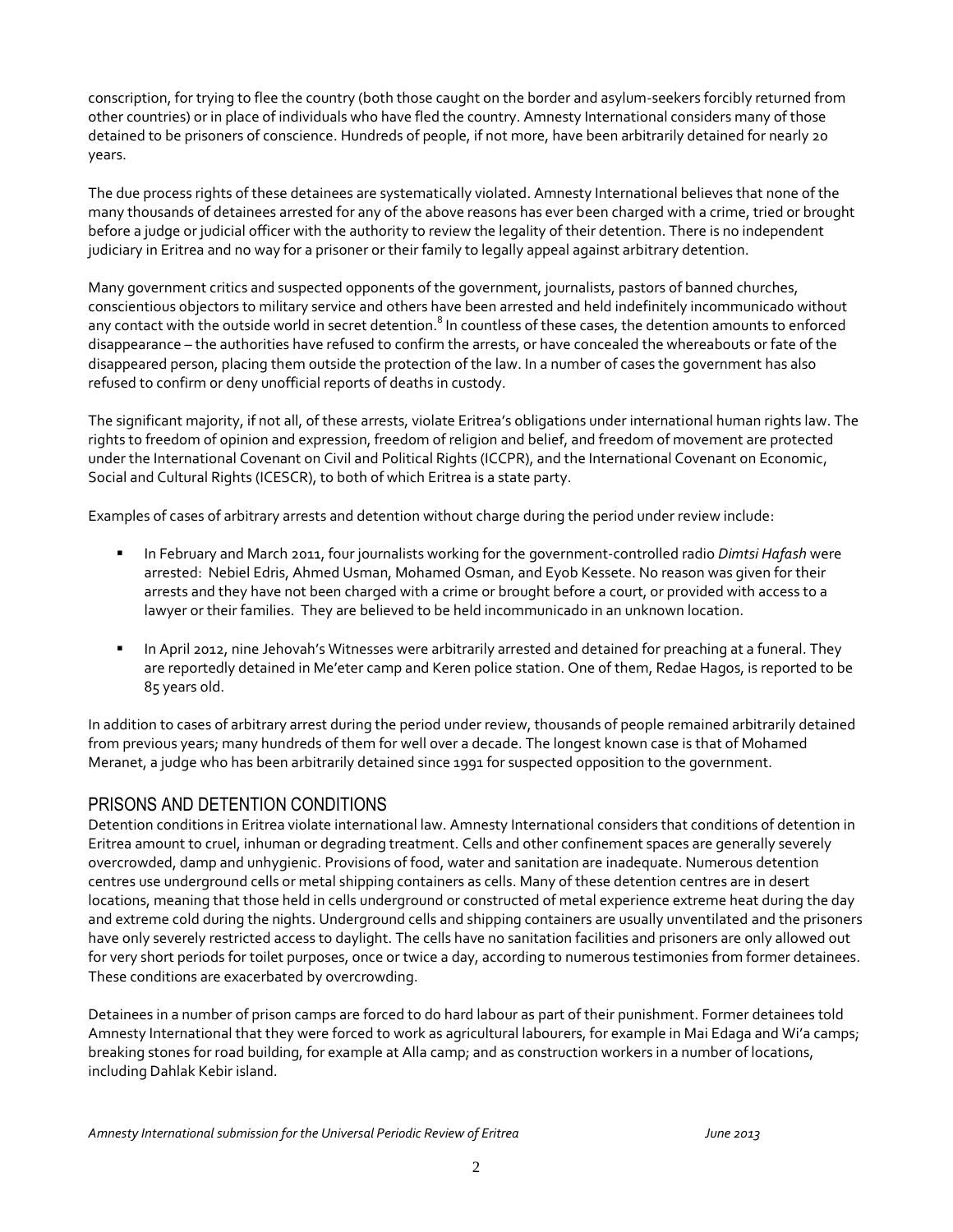conscription, for trying to flee the country (both those caught on the border and asylum-seekers forcibly returned from other countries) or in place of individuals who have fled the country. Amnesty International considers many of those detained to be prisoners of conscience. Hundreds of people, if not more, have been arbitrarily detained for nearly 20 years.

The due process rights of these detainees are systematically violated. Amnesty International believes that none of the many thousands of detainees arrested for any of the above reasons has ever been charged with a crime, tried or brought before a judge or judicial officer with the authority to review the legality of their detention. There is no independent judiciary in Eritrea and no way for a prisoner or their family to legally appeal against arbitrary detention.

Many government critics and suspected opponents of the government, journalists, pastors of banned churches, conscientious objectors to military service and others have been arrested and held indefinitely incommunicado without any contact with the outside world in secret detention.[8] In countless of these cases, the detention amounts to enforced disappearance – the authorities have refused to confirm the arrests, or have concealed the whereabouts or fate of the disappeared person, placing them outside the protection of the law. In a number of cases the government has also refused to confirm or deny unofficial reports of deaths in custody.

The significant majority, if not all, of these arrests, violate Eritrea's obligations under international human rights law. The rights to freedom of opinion and expression, freedom of religion and belief, and freedom of movement are protected under the International Covenant on Civil and Political Rights (ICCPR), and the International Covenant on Economic, Social and Cultural Rights (ICESCR), to both of which Eritrea is a state party.

Examples of cases of arbitrary arrests and detention without charge during the period under review include:

- In February and March 2011, four journalists working for the government-controlled radio *Dimtsi Hafash* were arrested: Nebiel Edris, Ahmed Usman, Mohamed Osman, and Eyob Kessete. No reason was given for their arrests and they have not been charged with a crime or brought before a court, or provided with access to a lawyer or their families. They are believed to be held incommunicado in an unknown location.

- In April 2012, nine Jehovah's Witnesses were arbitrarily arrested and detained for preaching at a funeral. They are reportedly detained in Me'eter camp and Keren police station. One of them, Redae Hagos, is reported to be 85 years old.

In addition to cases of arbitrary arrest during the period under review, thousands of people remained arbitrarily detained from previous years; many hundreds of them for well over a decade. The longest known case is that of Mohamed Meranet, a judge who has been arbitrarily detained since 1991 for suspected opposition to the government.

## PRISONS AND DETENTION CONDITIONS

Detention conditions in Eritrea violate international law. Amnesty International considers that conditions of detention in Eritrea amount to cruel, inhuman or degrading treatment. Cells and other confinement spaces are generally severely overcrowded, damp and unhygienic. Provisions of food, water and sanitation are inadequate. Numerous detention centres use underground cells or metal shipping containers as cells. Many of these detention centres are in desert locations, meaning that those held in cells underground or constructed of metal experience extreme heat during the day and extreme cold during the nights. Underground cells and shipping containers are usually unventilated and the prisoners have only severely restricted access to daylight. The cells have no sanitation facilities and prisoners are only allowed out for very short periods for toilet purposes, once or twice a day, according to numerous testimonies from former detainees. These conditions are exacerbated by overcrowding.

Detainees in a number of prison camps are forced to do hard labour as part of their punishment. Former detainees told Amnesty International that they were forced to work as agricultural labourers, for example in Mai Edaga and Wi'a camps; breaking stones for road building, for example at Alla camp; and as construction workers in a number of locations, including Dahlak Kebir island.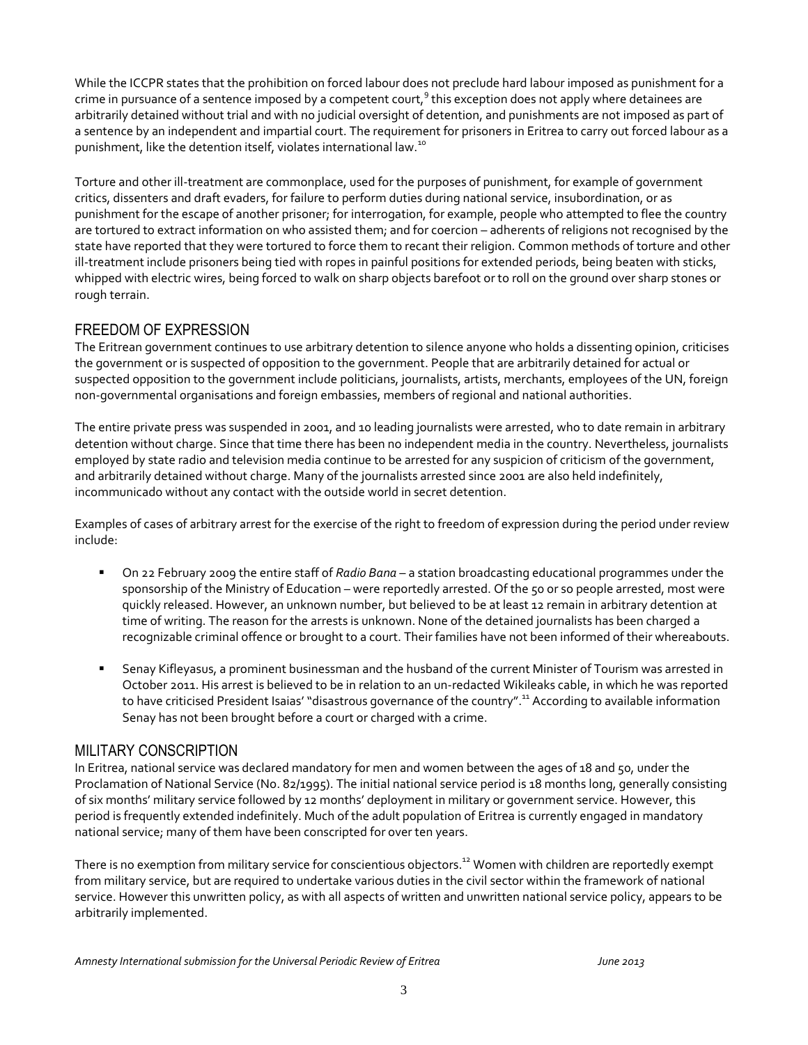While the ICCPR states that the prohibition on forced labour does not preclude hard labour imposed as punishment for a crime in pursuance of a sentence imposed by a competent court,[9] this exception does not apply where detainees are arbitrarily detained without trial and with no judicial oversight of detention, and punishments are not imposed as part of a sentence by an independent and impartial court. The requirement for prisoners in Eritrea to carry out forced labour as a punishment, like the detention itself, violates international law.[10]

Torture and other ill-treatment are commonplace, used for the purposes of punishment, for example of government critics, dissenters and draft evaders, for failure to perform duties during national service, insubordination, or as punishment for the escape of another prisoner; for interrogation, for example, people who attempted to flee the country are tortured to extract information on who assisted them; and for coercion – adherents of religions not recognised by the state have reported that they were tortured to force them to recant their religion. Common methods of torture and other ill-treatment include prisoners being tied with ropes in painful positions for extended periods, being beaten with sticks, whipped with electric wires, being forced to walk on sharp objects barefoot or to roll on the ground over sharp stones or rough terrain.

## FREEDOM OF EXPRESSION

The Eritrean government continues to use arbitrary detention to silence anyone who holds a dissenting opinion, criticises the government or is suspected of opposition to the government. People that are arbitrarily detained for actual or suspected opposition to the government include politicians, journalists, artists, merchants, employees of the UN, foreign non-governmental organisations and foreign embassies, members of regional and national authorities.

The entire private press was suspended in 2001, and 10 leading journalists were arrested, who to date remain in arbitrary detention without charge. Since that time there has been no independent media in the country. Nevertheless, journalists employed by state radio and television media continue to be arrested for any suspicion of criticism of the government, and arbitrarily detained without charge. Many of the journalists arrested since 2001 are also held indefinitely, incommunicado without any contact with the outside world in secret detention.

Examples of cases of arbitrary arrest for the exercise of the right to freedom of expression during the period under review include:

- On 22 February 2009 the entire staff of *Radio Bana* – a station broadcasting educational programmes under the sponsorship of the Ministry of Education – were reportedly arrested. Of the 50 or so people arrested, most were quickly released. However, an unknown number, but believed to be at least 12 remain in arbitrary detention at time of writing. The reason for the arrests is unknown. None of the detained journalists has been charged a recognizable criminal offence or brought to a court. Their families have not been informed of their whereabouts.

- Senay Kifleyasus, a prominent businessman and the husband of the current Minister of Tourism was arrested in October 2011. His arrest is believed to be in relation to an un-redacted Wikileaks cable, in which he was reported to have criticised President Isaias' "disastrous governance of the country".[11] According to available information Senay has not been brought before a court or charged with a crime.

## MILITARY CONSCRIPTION

In Eritrea, national service was declared mandatory for men and women between the ages of 18 and 50, under the Proclamation of National Service (No. 82/1995). The initial national service period is 18 months long, generally consisting of six months' military service followed by 12 months' deployment in military or government service. However, this period is frequently extended indefinitely. Much of the adult population of Eritrea is currently engaged in mandatory national service; many of them have been conscripted for over ten years.

There is no exemption from military service for conscientious objectors.[12] Women with children are reportedly exempt from military service, but are required to undertake various duties in the civil sector within the framework of national service. However this unwritten policy, as with all aspects of written and unwritten national service policy, appears to be arbitrarily implemented.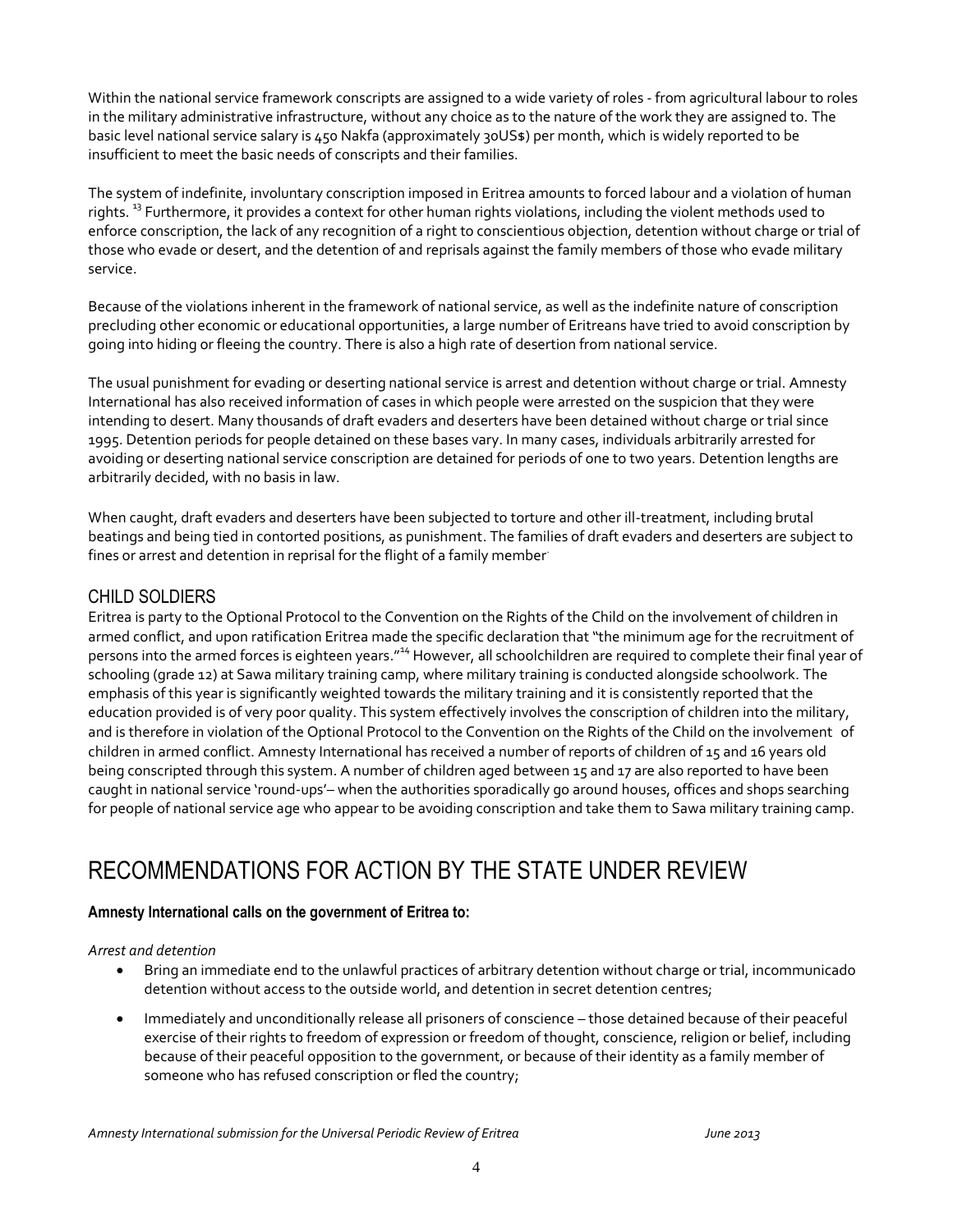Within the national service framework conscripts are assigned to a wide variety of roles - from agricultural labour to roles in the military administrative infrastructure, without any choice as to the nature of the work they are assigned to. The basic level national service salary is 450 Nakfa (approximately 30US$) per month, which is widely reported to be insufficient to meet the basic needs of conscripts and their families.

The system of indefinite, involuntary conscription imposed in Eritrea amounts to forced labour and a violation of human rights. [13] Furthermore, it provides a context for other human rights violations, including the violent methods used to enforce conscription, the lack of any recognition of a right to conscientious objection, detention without charge or trial of those who evade or desert, and the detention of and reprisals against the family members of those who evade military service.

Because of the violations inherent in the framework of national service, as well as the indefinite nature of conscription precluding other economic or educational opportunities, a large number of Eritreans have tried to avoid conscription by going into hiding or fleeing the country. There is also a high rate of desertion from national service.

The usual punishment for evading or deserting national service is arrest and detention without charge or trial. Amnesty International has also received information of cases in which people were arrested on the suspicion that they were intending to desert. Many thousands of draft evaders and deserters have been detained without charge or trial since 1995. Detention periods for people detained on these bases vary. In many cases, individuals arbitrarily arrested for avoiding or deserting national service conscription are detained for periods of one to two years. Detention lengths are arbitrarily decided, with no basis in law.

When caught, draft evaders and deserters have been subjected to torture and other ill-treatment, including brutal beatings and being tied in contorted positions, as punishment. The families of draft evaders and deserters are subject to fines or arrest and detention in reprisal for the flight of a family member.

## CHILD SOLDIERS

Eritrea is party to the Optional Protocol to the Convention on the Rights of the Child on the involvement of children in armed conflict, and upon ratification Eritrea made the specific declaration that "the minimum age for the recruitment of persons into the armed forces is eighteen years."[14] However, all schoolchildren are required to complete their final year of schooling (grade 12) at Sawa military training camp, where military training is conducted alongside schoolwork. The emphasis of this year is significantly weighted towards the military training and it is consistently reported that the education provided is of very poor quality. This system effectively involves the conscription of children into the military, and is therefore in violation of the Optional Protocol to the Convention on the Rights of the Child on the involvement of children in armed conflict. Amnesty International has received a number of reports of children of 15 and 16 years old being conscripted through this system. A number of children aged between 15 and 17 are also reported to have been caught in national service 'round-ups'– when the authorities sporadically go around houses, offices and shops searching for people of national service age who appear to be avoiding conscription and take them to Sawa military training camp.

# RECOMMENDATIONS FOR ACTION BY THE STATE UNDER REVIEW

**Amnesty International calls on the government of Eritrea to:**

*Arrest and detention*

- Bring an immediate end to the unlawful practices of arbitrary detention without charge or trial, incommunicado detention without access to the outside world, and detention in secret detention centres;
- Immediately and unconditionally release all prisoners of conscience – those detained because of their peaceful exercise of their rights to freedom of expression or freedom of thought, conscience, religion or belief, including because of their peaceful opposition to the government, or because of their identity as a family member of someone who has refused conscription or fled the country;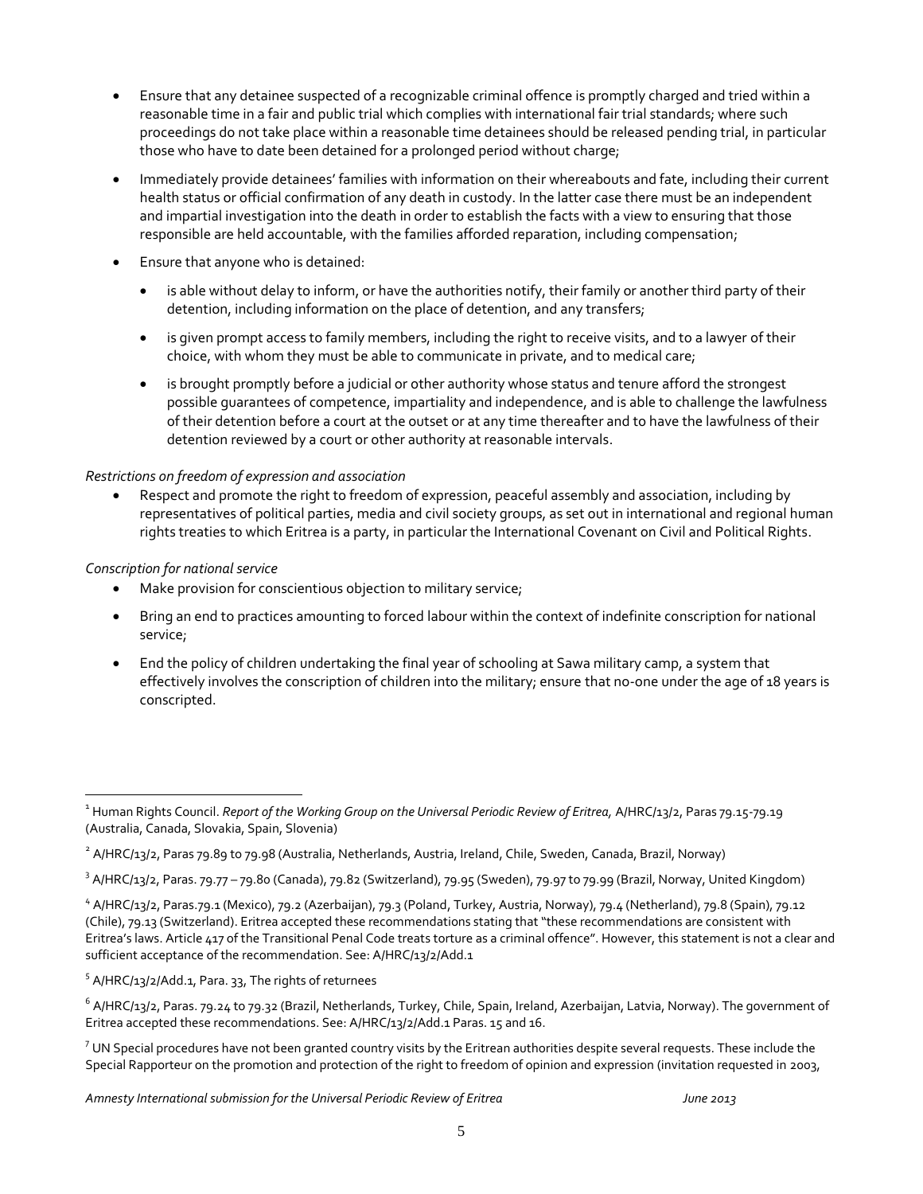- Ensure that any detainee suspected of a recognizable criminal offence is promptly charged and tried within a reasonable time in a fair and public trial which complies with international fair trial standards; where such proceedings do not take place within a reasonable time detainees should be released pending trial, in particular those who have to date been detained for a prolonged period without charge;
- Immediately provide detainees' families with information on their whereabouts and fate, including their current health status or official confirmation of any death in custody. In the latter case there must be an independent and impartial investigation into the death in order to establish the facts with a view to ensuring that those responsible are held accountable, with the families afforded reparation, including compensation;
- Ensure that anyone who is detained:
  - is able without delay to inform, or have the authorities notify, their family or another third party of their detention, including information on the place of detention, and any transfers;
  - is given prompt access to family members, including the right to receive visits, and to a lawyer of their choice, with whom they must be able to communicate in private, and to medical care;
  - is brought promptly before a judicial or other authority whose status and tenure afford the strongest possible guarantees of competence, impartiality and independence, and is able to challenge the lawfulness of their detention before a court at the outset or at any time thereafter and to have the lawfulness of their detention reviewed by a court or other authority at reasonable intervals.

*Restrictions on freedom of expression and association*

- Respect and promote the right to freedom of expression, peaceful assembly and association, including by representatives of political parties, media and civil society groups, as set out in international and regional human rights treaties to which Eritrea is a party, in particular the International Covenant on Civil and Political Rights.

*Conscription for national service*

- Make provision for conscientious objection to military service;
- Bring an end to practices amounting to forced labour within the context of indefinite conscription for national service;
- End the policy of children undertaking the final year of schooling at Sawa military camp, a system that effectively involves the conscription of children into the military; ensure that no-one under the age of 18 years is conscripted.

---

[1] Human Rights Council. *Report of the Working Group on the Universal Periodic Review of Eritrea,* A/HRC/13/2, Paras 79.15-79.19 (Australia, Canada, Slovakia, Spain, Slovenia)

[2] A/HRC/13/2, Paras 79.89 to 79.98 (Australia, Netherlands, Austria, Ireland, Chile, Sweden, Canada, Brazil, Norway)

[3] A/HRC/13/2, Paras. 79.77 – 79.80 (Canada), 79.82 (Switzerland), 79.95 (Sweden), 79.97 to 79.99 (Brazil, Norway, United Kingdom)

[4] A/HRC/13/2, Paras.79.1 (Mexico), 79.2 (Azerbaijan), 79.3 (Poland, Turkey, Austria, Norway), 79.4 (Netherland), 79.8 (Spain), 79.12 (Chile), 79.13 (Switzerland). Eritrea accepted these recommendations stating that "these recommendations are consistent with Eritrea's laws. Article 417 of the Transitional Penal Code treats torture as a criminal offence". However, this statement is not a clear and sufficient acceptance of the recommendation. See: A/HRC/13/2/Add.1

[5] A/HRC/13/2/Add.1, Para. 33, The rights of returnees

[6] A/HRC/13/2, Paras. 79.24 to 79.32 (Brazil, Netherlands, Turkey, Chile, Spain, Ireland, Azerbaijan, Latvia, Norway). The government of Eritrea accepted these recommendations. See: A/HRC/13/2/Add.1 Paras. 15 and 16.

[7] UN Special procedures have not been granted country visits by the Eritrean authorities despite several requests. These include the Special Rapporteur on the promotion and protection of the right to freedom of opinion and expression (invitation requested in 2003,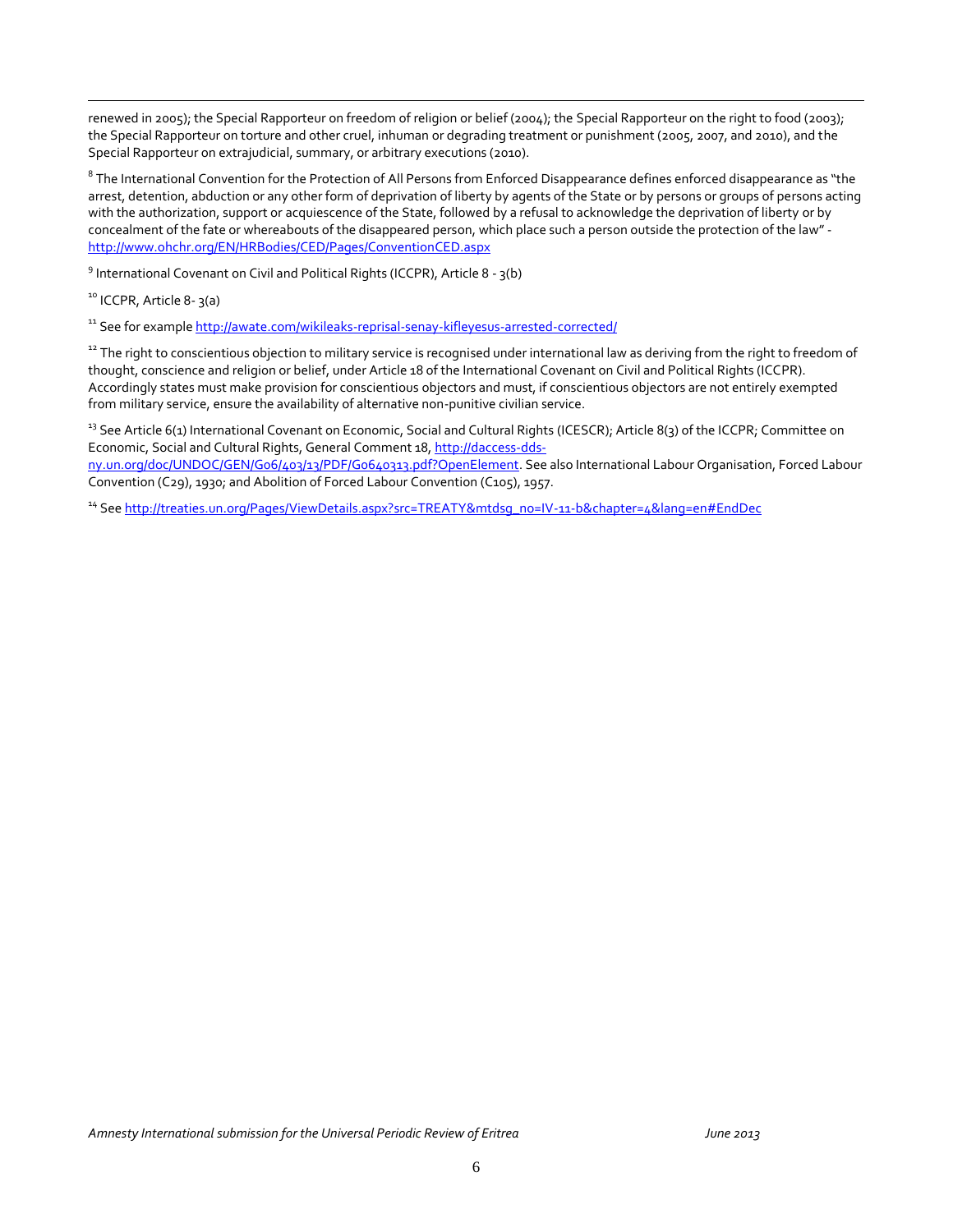renewed in 2005); the Special Rapporteur on freedom of religion or belief (2004); the Special Rapporteur on the right to food (2003); the Special Rapporteur on torture and other cruel, inhuman or degrading treatment or punishment (2005, 2007, and 2010), and the Special Rapporteur on extrajudicial, summary, or arbitrary executions (2010).

[8] The International Convention for the Protection of All Persons from Enforced Disappearance defines enforced disappearance as "the arrest, detention, abduction or any other form of deprivation of liberty by agents of the State or by persons or groups of persons acting with the authorization, support or acquiescence of the State, followed by a refusal to acknowledge the deprivation of liberty or by concealment of the fate or whereabouts of the disappeared person, which place such a person outside the protection of the law" - http://www.ohchr.org/EN/HRBodies/CED/Pages/ConventionCED.aspx

[9] International Covenant on Civil and Political Rights (ICCPR), Article 8 - 3(b)

[10] ICCPR, Article 8- 3(a)

[11] See for example http://awate.com/wikileaks-reprisal-senay-kifleyesus-arrested-corrected/

[12] The right to conscientious objection to military service is recognised under international law as deriving from the right to freedom of thought, conscience and religion or belief, under Article 18 of the International Covenant on Civil and Political Rights (ICCPR). Accordingly states must make provision for conscientious objectors and must, if conscientious objectors are not entirely exempted from military service, ensure the availability of alternative non-punitive civilian service.

[13] See Article 6(1) International Covenant on Economic, Social and Cultural Rights (ICESCR); Article 8(3) of the ICCPR; Committee on Economic, Social and Cultural Rights, General Comment 18, http://daccess-dds-ny.un.org/doc/UNDOC/GEN/G06/403/13/PDF/G0640313.pdf?OpenElement. See also International Labour Organisation, Forced Labour Convention (C29), 1930; and Abolition of Forced Labour Convention (C105), 1957.

[14] See http://treaties.un.org/Pages/ViewDetails.aspx?src=TREATY&mtdsg_no=IV-11-b&chapter=4&lang=en#EndDec